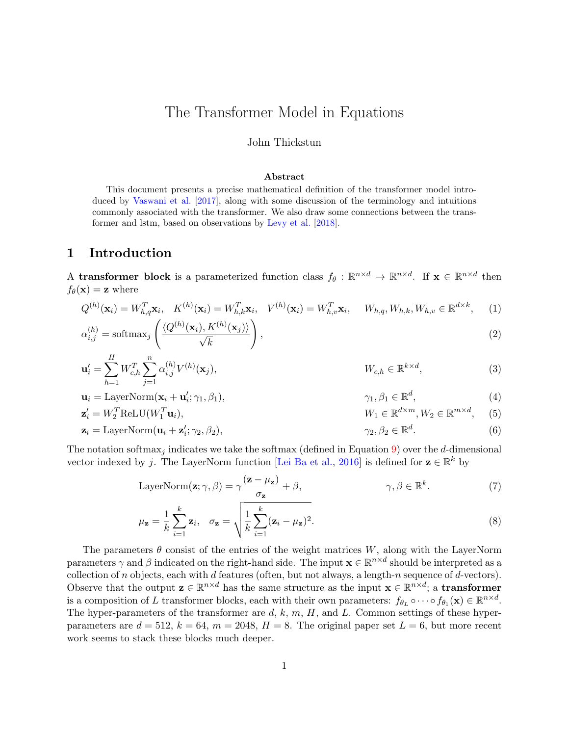# The Transformer Model in Equations

John Thickstun

### Abstract

This document presents a precise mathematical definition of the transformer model introduced by Vaswani et al. [2017], along with some discussion of the terminology and intuitions commonly associated with the transformer. We also draw some connections between the transformer and lstm, based on observations by Levy et al. [2018].

## 1 Introduction

A **transformer block** is a parameterized function class $f_\theta : \mathbb{R}^{n\times d} \to \mathbb{R}^{n\times d}$. If $\mathbf{x} \in \mathbb{R}^{n\times d}$ then $f_\theta(\mathbf{x}) = \mathbf{z}$ where

$$Q^{(h)}(\mathbf{x}_i) = W_{h,q}^T \mathbf{x}_i, \quad K^{(h)}(\mathbf{x}_i) = W_{h,k}^T \mathbf{x}_i, \quad V^{(h)}(\mathbf{x}_i) = W_{h,v}^T \mathbf{x}_i, \qquad W_{h,q}, W_{h,k}, W_{h,v} \in \mathbb{R}^{d\times k}, \tag{1}$$

$$\alpha_{i,j}^{(h)} = \operatorname{softmax}_j\left(\frac{\langle Q^{(h)}(\mathbf{x}_i), K^{(h)}(\mathbf{x}_j)\rangle}{\sqrt{k}}\right), \tag{2}$$

$$\mathbf{u}'_i = \sum_{h=1}^{H} W_{c,h}^T \sum_{j=1}^{n} \alpha_{i,j}^{(h)} V^{(h)}(\mathbf{x}_j), \qquad W_{c,h} \in \mathbb{R}^{k\times d}, \tag{3}$$

$$\mathbf{u}_i = \operatorname{LayerNorm}(\mathbf{x}_i + \mathbf{u}'_i; \gamma_1, \beta_1), \qquad \gamma_1, \beta_1 \in \mathbb{R}^d, \tag{4}$$

$$\mathbf{z}'_i = W_2^T \operatorname{ReLU}(W_1^T \mathbf{u}_i), \qquad W_1 \in \mathbb{R}^{d\times m}, W_2 \in \mathbb{R}^{m\times d}, \tag{5}$$

$$\mathbf{z}_i = \operatorname{LayerNorm}(\mathbf{u}_i + \mathbf{z}'_i; \gamma_2, \beta_2), \qquad \gamma_2, \beta_2 \in \mathbb{R}^d. \tag{6}$$

The notation $\operatorname{softmax}_j$ indicates we take the softmax (defined in Equation 9) over the $d$-dimensional vector indexed by $j$. The LayerNorm function [Lei Ba et al., 2016] is defined for $\mathbf{z} \in \mathbb{R}^k$ by

$$\operatorname{LayerNorm}(\mathbf{z}; \gamma, \beta) = \gamma\frac{(\mathbf{z} - \mu_{\mathbf{z}})}{\sigma_{\mathbf{z}}} + \beta, \qquad \gamma, \beta \in \mathbb{R}^k. \tag{7}$$

$$\mu_{\mathbf{z}} = \frac{1}{k}\sum_{i=1}^{k} \mathbf{z}_i, \quad \sigma_{\mathbf{z}} = \sqrt{\frac{1}{k}\sum_{i=1}^{k}(\mathbf{z}_i - \mu_{\mathbf{z}})^2}. \tag{8}$$

The parameters $\theta$ consist of the entries of the weight matrices $W$, along with the LayerNorm parameters $\gamma$ and $\beta$ indicated on the right-hand side. The input $\mathbf{x} \in \mathbb{R}^{n\times d}$ should be interpreted as a collection of $n$ objects, each with $d$ features (often, but not always, a length-$n$ sequence of $d$-vectors). Observe that the output $\mathbf{z} \in \mathbb{R}^{n\times d}$ has the same structure as the input $\mathbf{x} \in \mathbb{R}^{n\times d}$; a **transformer** is a composition of $L$ transformer blocks, each with their own parameters: $f_{\theta_L} \circ \cdots \circ f_{\theta_1}(\mathbf{x}) \in \mathbb{R}^{n\times d}$. The hyper-parameters of the transformer are $d$, $k$, $m$, $H$, and $L$. Common settings of these hyper-parameters are $d = 512$, $k = 64$, $m = 2048$, $H = 8$. The original paper set $L = 6$, but more recent work seems to stack these blocks much deeper.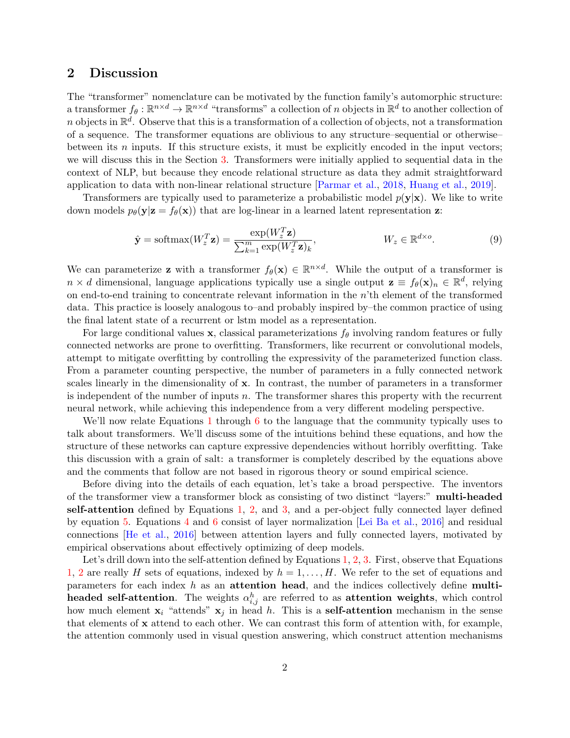## 2 Discussion

The "transformer" nomenclature can be motivated by the function family's automorphic structure: a transformer $f_\theta : \mathbb{R}^{n\times d} \to \mathbb{R}^{n\times d}$ "transforms" a collection of $n$ objects in $\mathbb{R}^d$ to another collection of $n$ objects in $\mathbb{R}^d$. Observe that this is a transformation of a collection of objects, not a transformation of a sequence. The transformer equations are oblivious to any structure–sequential or otherwise–between its $n$ inputs. If this structure exists, it must be explicitly encoded in the input vectors; we will discuss this in the Section 3. Transformers were initially applied to sequential data in the context of NLP, but because they encode relational structure as data they admit straightforward application to data with non-linear relational structure [Parmar et al., 2018, Huang et al., 2019].

Transformers are typically used to parameterize a probabilistic model $p(\mathbf{y}|\mathbf{x})$. We like to write down models $p_\theta(\mathbf{y}|\mathbf{z} = f_\theta(\mathbf{x}))$ that are log-linear in a learned latent representation $\mathbf{z}$:

$$\hat{\mathbf{y}} = \text{softmax}(W_z^T \mathbf{z}) = \frac{\exp(W_z^T \mathbf{z})}{\sum_{k=1}^m \exp(W_z^T \mathbf{z})_k}, \qquad W_z \in \mathbb{R}^{d\times o}. \tag{9}$$

We can parameterize $\mathbf{z}$ with a transformer $f_\theta(\mathbf{x}) \in \mathbb{R}^{n\times d}$. While the output of a transformer is $n \times d$ dimensional, language applications typically use a single output $\mathbf{z} \equiv f_\theta(\mathbf{x})_n \in \mathbb{R}^d$, relying on end-to-end training to concentrate relevant information in the $n$'th element of the transformed data. This practice is loosely analogous to–and probably inspired by–the common practice of using the final latent state of a recurrent or lstm model as a representation.

For large conditional values $\mathbf{x}$, classical parameterizations $f_\theta$ involving random features or fully connected networks are prone to overfitting. Transformers, like recurrent or convolutional models, attempt to mitigate overfitting by controlling the expressivity of the parameterized function class. From a parameter counting perspective, the number of parameters in a fully connected network scales linearly in the dimensionality of $\mathbf{x}$. In contrast, the number of parameters in a transformer is independent of the number of inputs $n$. The transformer shares this property with the recurrent neural network, while achieving this independence from a very different modeling perspective.

We'll now relate Equations 1 through 6 to the language that the community typically uses to talk about transformers. We'll discuss some of the intuitions behind these equations, and how the structure of these networks can capture expressive dependencies without horribly overfitting. Take this discussion with a grain of salt: a transformer is completely described by the equations above and the comments that follow are not based in rigorous theory or sound empirical science.

Before diving into the details of each equation, let's take a broad perspective. The inventors of the transformer view a transformer block as consisting of two distinct "layers:" **multi-headed self-attention** defined by Equations 1, 2, and 3, and a per-object fully connected layer defined by equation 5. Equations 4 and 6 consist of layer normalization [Lei Ba et al., 2016] and residual connections [He et al., 2016] between attention layers and fully connected layers, motivated by empirical observations about effectively optimizing of deep models.

Let's drill down into the self-attention defined by Equations 1, 2, 3. First, observe that Equations 1, 2 are really $H$ sets of equations, indexed by $h = 1, \ldots, H$. We refer to the set of equations and parameters for each index $h$ as an **attention head**, and the indices collectively define **multi-headed self-attention**. The weights $\alpha_{i,j}^h$ are referred to as **attention weights**, which control how much element $\mathbf{x}_i$ "attends" $\mathbf{x}_j$ in head $h$. This is a **self-attention** mechanism in the sense that elements of $\mathbf{x}$ attend to each other. We can contrast this form of attention with, for example, the attention commonly used in visual question answering, which construct attention mechanisms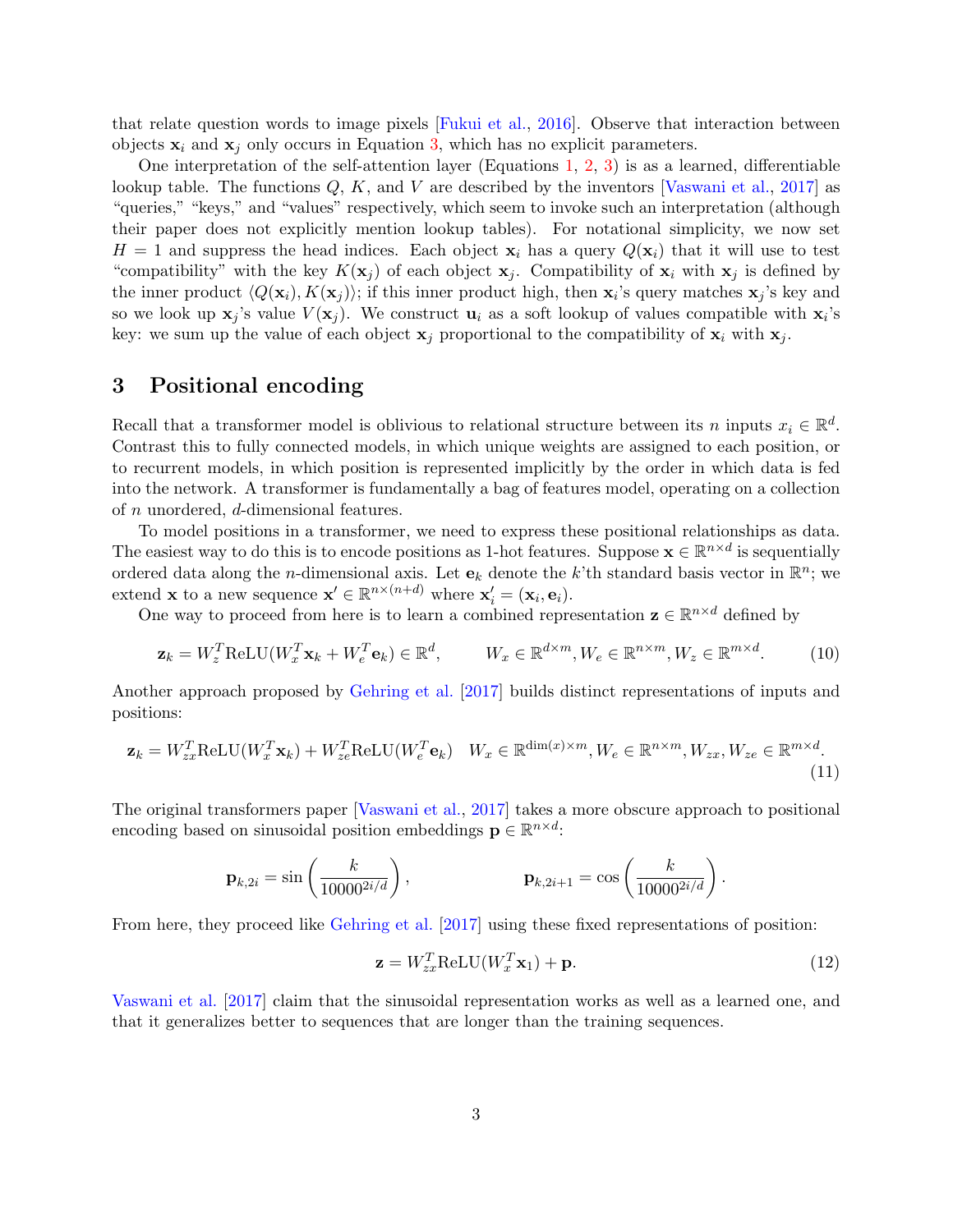that relate question words to image pixels [Fukui et al., 2016]. Observe that interaction between objects $\mathbf{x}_i$ and $\mathbf{x}_j$ only occurs in Equation 3, which has no explicit parameters.

One interpretation of the self-attention layer (Equations 1, 2, 3) is as a learned, differentiable lookup table. The functions $Q$, $K$, and $V$ are described by the inventors [Vaswani et al., 2017] as "queries," "keys," and "values" respectively, which seem to invoke such an interpretation (although their paper does not explicitly mention lookup tables). For notational simplicity, we now set $H = 1$ and suppress the head indices. Each object $\mathbf{x}_i$ has a query $Q(\mathbf{x}_i)$ that it will use to test "compatibility" with the key $K(\mathbf{x}_j)$ of each object $\mathbf{x}_j$. Compatibility of $\mathbf{x}_i$ with $\mathbf{x}_j$ is defined by the inner product $\langle Q(\mathbf{x}_i), K(\mathbf{x}_j)\rangle$; if this inner product high, then $\mathbf{x}_i$'s query matches $\mathbf{x}_j$'s key and so we look up $\mathbf{x}_j$'s value $V(\mathbf{x}_j)$. We construct $\mathbf{u}_i$ as a soft lookup of values compatible with $\mathbf{x}_i$'s key: we sum up the value of each object $\mathbf{x}_j$ proportional to the compatibility of $\mathbf{x}_i$ with $\mathbf{x}_j$.

## 3 Positional encoding

Recall that a transformer model is oblivious to relational structure between its $n$ inputs $x_i \in \mathbb{R}^d$. Contrast this to fully connected models, in which unique weights are assigned to each position, or to recurrent models, in which position is represented implicitly by the order in which data is fed into the network. A transformer is fundamentally a bag of features model, operating on a collection of $n$ unordered, $d$-dimensional features.

To model positions in a transformer, we need to express these positional relationships as data. The easiest way to do this is to encode positions as 1-hot features. Suppose $\mathbf{x} \in \mathbb{R}^{n \times d}$ is sequentially ordered data along the $n$-dimensional axis. Let $\mathbf{e}_k$ denote the $k$'th standard basis vector in $\mathbb{R}^n$; we extend $\mathbf{x}$ to a new sequence $\mathbf{x'} \in \mathbb{R}^{n \times (n+d)}$ where $\mathbf{x}'_i = (\mathbf{x}_i, \mathbf{e}_i)$.

One way to proceed from here is to learn a combined representation $\mathbf{z} \in \mathbb{R}^{n \times d}$ defined by

$$\mathbf{z}_k = W_z^T \text{ReLU}(W_x^T \mathbf{x}_k + W_e^T \mathbf{e}_k) \in \mathbb{R}^d, \qquad W_x \in \mathbb{R}^{d \times m}, W_e \in \mathbb{R}^{n \times m}, W_z \in \mathbb{R}^{m \times d}. \tag{10}$$

Another approach proposed by Gehring et al. [2017] builds distinct representations of inputs and positions:

$$\mathbf{z}_k = W_{zx}^T \text{ReLU}(W_x^T \mathbf{x}_k) + W_{ze}^T \text{ReLU}(W_e^T \mathbf{e}_k) \quad W_x \in \mathbb{R}^{\dim(x) \times m}, W_e \in \mathbb{R}^{n \times m}, W_{zx}, W_{ze} \in \mathbb{R}^{m \times d}. \tag{11}$$

The original transformers paper [Vaswani et al., 2017] takes a more obscure approach to positional encoding based on sinusoidal position embeddings $\mathbf{p} \in \mathbb{R}^{n \times d}$:

$$\mathbf{p}_{k,2i} = \sin\left(\frac{k}{10000^{2i/d}}\right), \qquad \mathbf{p}_{k,2i+1} = \cos\left(\frac{k}{10000^{2i/d}}\right).$$

From here, they proceed like Gehring et al. [2017] using these fixed representations of position:

$$\mathbf{z} = W_{zx}^T \text{ReLU}(W_x^T \mathbf{x}_1) + \mathbf{p}. \tag{12}$$

Vaswani et al. [2017] claim that the sinusoidal representation works as well as a learned one, and that it generalizes better to sequences that are longer than the training sequences.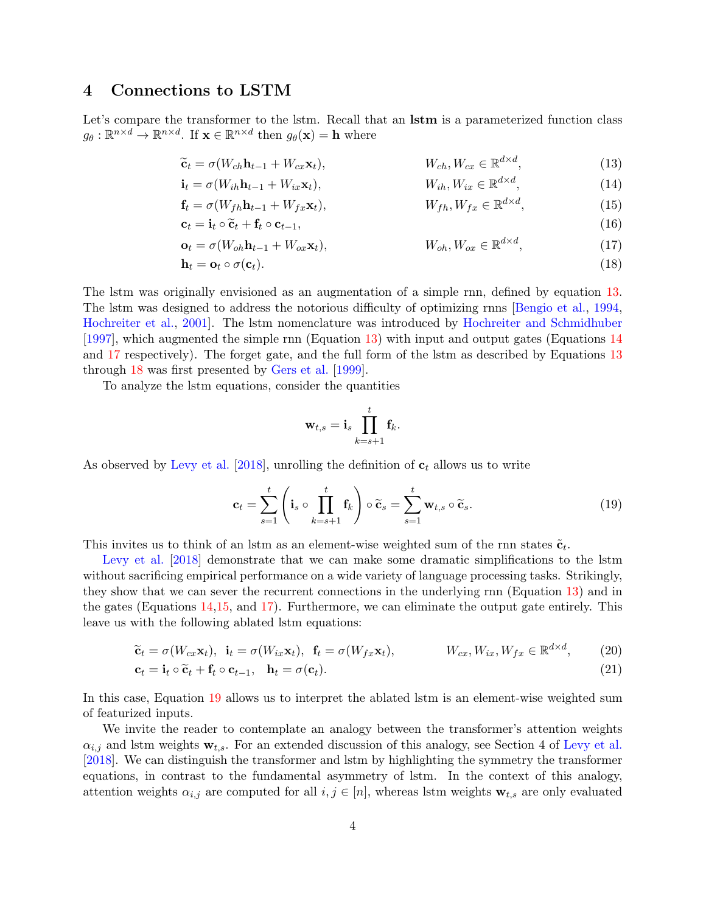## 4 Connections to LSTM

Let's compare the transformer to the lstm. Recall that an **lstm** is a parameterized function class $g_\theta : \mathbb{R}^{n\times d} \to \mathbb{R}^{n\times d}$. If $\mathbf{x} \in \mathbb{R}^{n\times d}$ then $g_\theta(\mathbf{x}) = \mathbf{h}$ where

$$\widetilde{\mathbf{c}}_t = \sigma(W_{ch}\mathbf{h}_{t-1} + W_{cx}\mathbf{x}_t), \qquad W_{ch}, W_{cx} \in \mathbb{R}^{d\times d}, \tag{13}$$

$$\mathbf{i}_t = \sigma(W_{ih}\mathbf{h}_{t-1} + W_{ix}\mathbf{x}_t), \qquad W_{ih}, W_{ix} \in \mathbb{R}^{d\times d}, \tag{14}$$

$$\mathbf{f}_t = \sigma(W_{fh}\mathbf{h}_{t-1} + W_{fx}\mathbf{x}_t), \qquad W_{fh}, W_{fx} \in \mathbb{R}^{d\times d}, \tag{15}$$

$$\mathbf{c}_t = \mathbf{i}_t \circ \widetilde{\mathbf{c}}_t + \mathbf{f}_t \circ \mathbf{c}_{t-1}, \tag{16}$$

$$\mathbf{o}_t = \sigma(W_{oh}\mathbf{h}_{t-1} + W_{ox}\mathbf{x}_t), \qquad W_{oh}, W_{ox} \in \mathbb{R}^{d\times d}, \tag{17}$$

$$\mathbf{h}_t = \mathbf{o}_t \circ \sigma(\mathbf{c}_t). \tag{18}$$

The lstm was originally envisioned as an augmentation of a simple rnn, defined by equation 13. The lstm was designed to address the notorious difficulty of optimizing rnns [Bengio et al., 1994, Hochreiter et al., 2001]. The lstm nomenclature was introduced by Hochreiter and Schmidhuber [1997], which augmented the simple rnn (Equation 13) with input and output gates (Equations 14 and 17 respectively). The forget gate, and the full form of the lstm as described by Equations 13 through 18 was first presented by Gers et al. [1999].

To analyze the lstm equations, consider the quantities

$$\mathbf{w}_{t,s} = \mathbf{i}_s \prod_{k=s+1}^{t} \mathbf{f}_k.$$

As observed by Levy et al. [2018], unrolling the definition of $\mathbf{c}_t$ allows us to write

$$\mathbf{c}_t = \sum_{s=1}^{t} \left( \mathbf{i}_s \circ \prod_{k=s+1}^{t} \mathbf{f}_k \right) \circ \widetilde{\mathbf{c}}_s = \sum_{s=1}^{t} \mathbf{w}_{t,s} \circ \widetilde{\mathbf{c}}_s. \tag{19}$$

This invites us to think of an lstm as an element-wise weighted sum of the rnn states $\tilde{\mathbf{c}}_t$.

Levy et al. [2018] demonstrate that we can make some dramatic simplifications to the lstm without sacrificing empirical performance on a wide variety of language processing tasks. Strikingly, they show that we can sever the recurrent connections in the underlying rnn (Equation 13) and in the gates (Equations 14,15, and 17). Furthermore, we can eliminate the output gate entirely. This leave us with the following ablated lstm equations:

$$\widetilde{\mathbf{c}}_t = \sigma(W_{cx}\mathbf{x}_t), \ \ \mathbf{i}_t = \sigma(W_{ix}\mathbf{x}_t), \ \ \mathbf{f}_t = \sigma(W_{fx}\mathbf{x}_t), \qquad W_{cx}, W_{ix}, W_{fx} \in \mathbb{R}^{d\times d}, \tag{20}$$

$$\mathbf{c}_t = \mathbf{i}_t \circ \widetilde{\mathbf{c}}_t + \mathbf{f}_t \circ \mathbf{c}_{t-1}, \quad \mathbf{h}_t = \sigma(\mathbf{c}_t). \tag{21}$$

In this case, Equation 19 allows us to interpret the ablated lstm is an element-wise weighted sum of featurized inputs.

We invite the reader to contemplate an analogy between the transformer's attention weights $\alpha_{i,j}$ and lstm weights $\mathbf{w}_{t,s}$. For an extended discussion of this analogy, see Section 4 of Levy et al. [2018]. We can distinguish the transformer and lstm by highlighting the symmetry the transformer equations, in contrast to the fundamental asymmetry of lstm. In the context of this analogy, attention weights $\alpha_{i,j}$ are computed for all $i, j \in [n]$, whereas lstm weights $\mathbf{w}_{t,s}$ are only evaluated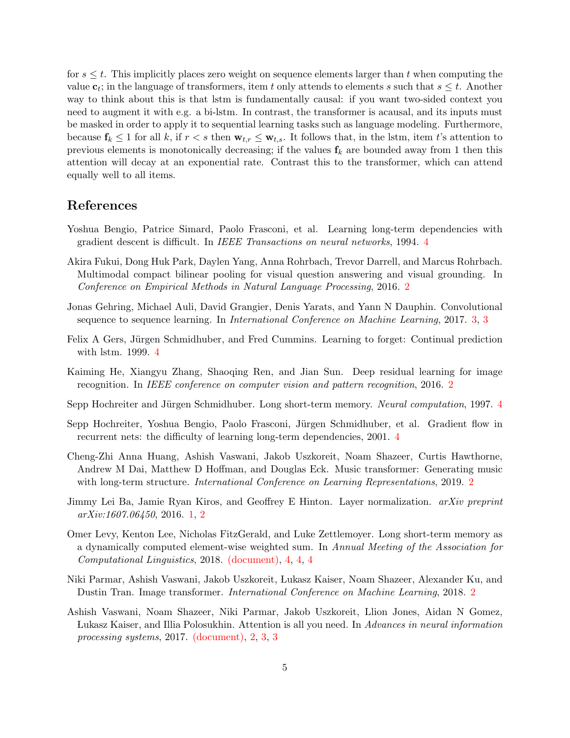for $s \leq t$. This implicitly places zero weight on sequence elements larger than $t$ when computing the value $\mathbf{c}_t$; in the language of transformers, item $t$ only attends to elements $s$ such that $s \leq t$. Another way to think about this is that lstm is fundamentally causal: if you want two-sided context you need to augment it with e.g. a bi-lstm. In contrast, the transformer is acausal, and its inputs must be masked in order to apply it to sequential learning tasks such as language modeling. Furthermore, because $\mathbf{f}_k \leq 1$ for all $k$, if $r < s$ then $\mathbf{w}_{t,r} \leq \mathbf{w}_{t,s}$. It follows that, in the lstm, item $t$'s attention to previous elements is monotonically decreasing; if the values $\mathbf{f}_k$ are bounded away from 1 then this attention will decay at an exponential rate. Contrast this to the transformer, which can attend equally well to all items.

## References

Yoshua Bengio, Patrice Simard, Paolo Frasconi, et al. Learning long-term dependencies with gradient descent is difficult. In *IEEE Transactions on neural networks*, 1994. 4

Akira Fukui, Dong Huk Park, Daylen Yang, Anna Rohrbach, Trevor Darrell, and Marcus Rohrbach. Multimodal compact bilinear pooling for visual question answering and visual grounding. In *Conference on Empirical Methods in Natural Language Processing*, 2016. 2

Jonas Gehring, Michael Auli, David Grangier, Denis Yarats, and Yann N Dauphin. Convolutional sequence to sequence learning. In *International Conference on Machine Learning*, 2017. 3, 3

Felix A Gers, Jürgen Schmidhuber, and Fred Cummins. Learning to forget: Continual prediction with lstm. 1999. 4

Kaiming He, Xiangyu Zhang, Shaoqing Ren, and Jian Sun. Deep residual learning for image recognition. In *IEEE conference on computer vision and pattern recognition*, 2016. 2

Sepp Hochreiter and Jürgen Schmidhuber. Long short-term memory. *Neural computation*, 1997. 4

Sepp Hochreiter, Yoshua Bengio, Paolo Frasconi, Jürgen Schmidhuber, et al. Gradient flow in recurrent nets: the difficulty of learning long-term dependencies, 2001. 4

Cheng-Zhi Anna Huang, Ashish Vaswani, Jakob Uszkoreit, Noam Shazeer, Curtis Hawthorne, Andrew M Dai, Matthew D Hoffman, and Douglas Eck. Music transformer: Generating music with long-term structure. *International Conference on Learning Representations*, 2019. 2

Jimmy Lei Ba, Jamie Ryan Kiros, and Geoffrey E Hinton. Layer normalization. *arXiv preprint arXiv:1607.06450*, 2016. 1, 2

Omer Levy, Kenton Lee, Nicholas FitzGerald, and Luke Zettlemoyer. Long short-term memory as a dynamically computed element-wise weighted sum. In *Annual Meeting of the Association for Computational Linguistics*, 2018. (document), 4, 4, 4

Niki Parmar, Ashish Vaswani, Jakob Uszkoreit, Łukasz Kaiser, Noam Shazeer, Alexander Ku, and Dustin Tran. Image transformer. *International Conference on Machine Learning*, 2018. 2

Ashish Vaswani, Noam Shazeer, Niki Parmar, Jakob Uszkoreit, Llion Jones, Aidan N Gomez, Łukasz Kaiser, and Illia Polosukhin. Attention is all you need. In *Advances in neural information processing systems*, 2017. (document), 2, 3, 3